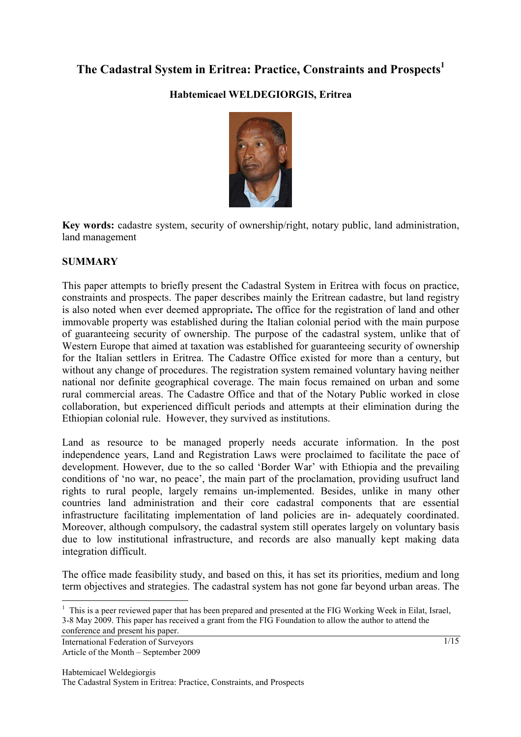# The Cadastral System in Eritrea: Practice, Constraints and Prospects[1]

**Habtemicael WELDEGIORGIS, Eritrea**

**Key words:** cadastre system, security of ownership/right, notary public, land administration, land management

## SUMMARY

This paper attempts to briefly present the Cadastral System in Eritrea with focus on practice, constraints and prospects. The paper describes mainly the Eritrean cadastre, but land registry is also noted when ever deemed appropriate**.** The office for the registration of land and other immovable property was established during the Italian colonial period with the main purpose of guaranteeing security of ownership. The purpose of the cadastral system, unlike that of Western Europe that aimed at taxation was established for guaranteeing security of ownership for the Italian settlers in Eritrea. The Cadastre Office existed for more than a century, but without any change of procedures. The registration system remained voluntary having neither national nor definite geographical coverage. The main focus remained on urban and some rural commercial areas. The Cadastre Office and that of the Notary Public worked in close collaboration, but experienced difficult periods and attempts at their elimination during the Ethiopian colonial rule. However, they survived as institutions.

Land as resource to be managed properly needs accurate information. In the post independence years, Land and Registration Laws were proclaimed to facilitate the pace of development. However, due to the so called 'Border War' with Ethiopia and the prevailing conditions of 'no war, no peace', the main part of the proclamation, providing usufruct land rights to rural people, largely remains un-implemented. Besides, unlike in many other countries land administration and their core cadastral components that are essential infrastructure facilitating implementation of land policies are in- adequately coordinated. Moreover, although compulsory, the cadastral system still operates largely on voluntary basis due to low institutional infrastructure, and records are also manually kept making data integration difficult.

The office made feasibility study, and based on this, it has set its priorities, medium and long term objectives and strategies. The cadastral system has not gone far beyond urban areas. The

[1] This is a peer reviewed paper that has been prepared and presented at the FIG Working Week in Eilat, Israel, 3-8 May 2009. This paper has received a grant from the FIG Foundation to allow the author to attend the conference and present his paper.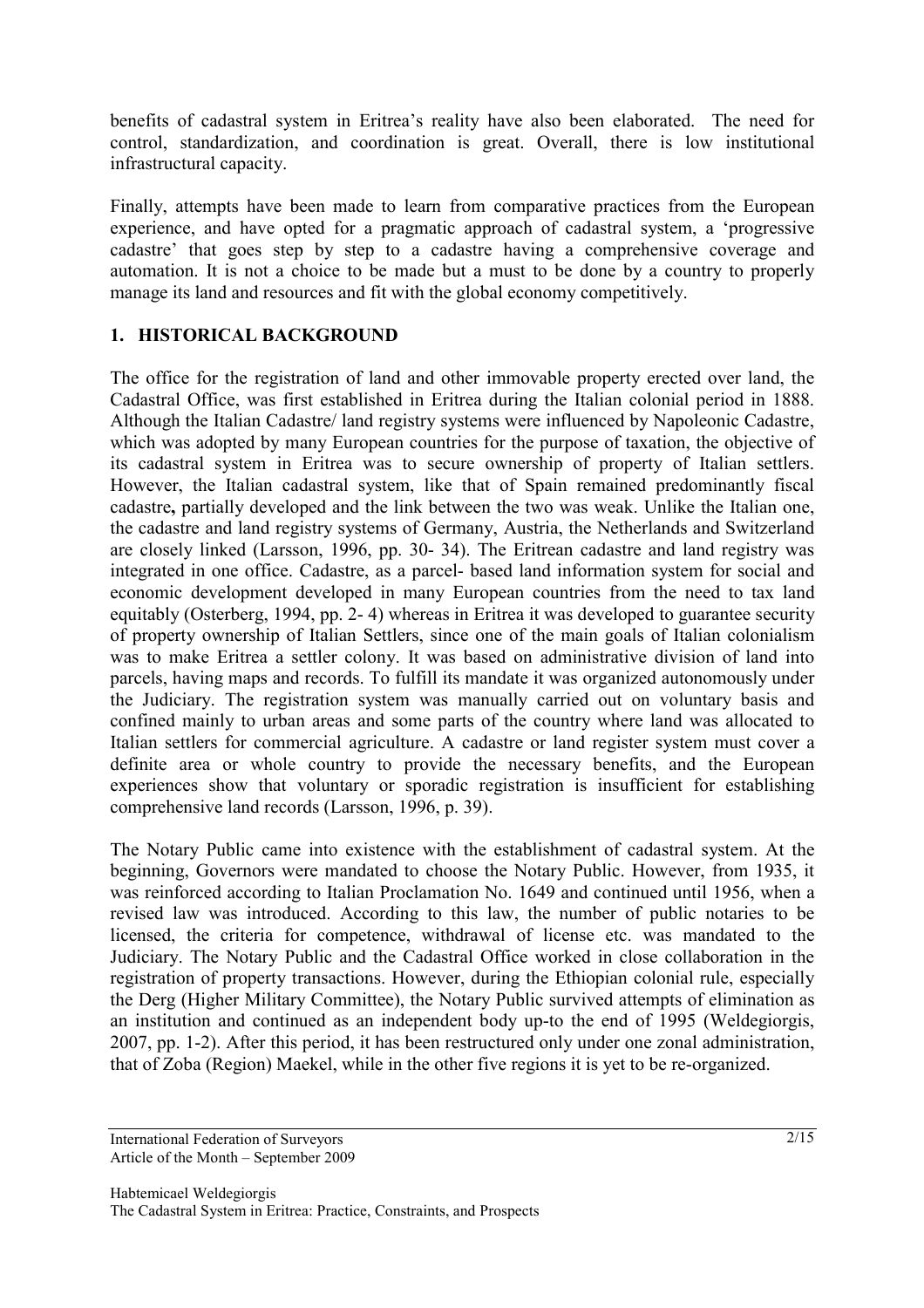benefits of cadastral system in Eritrea's reality have also been elaborated. The need for control, standardization, and coordination is great. Overall, there is low institutional infrastructural capacity.

Finally, attempts have been made to learn from comparative practices from the European experience, and have opted for a pragmatic approach of cadastral system, a 'progressive cadastre' that goes step by step to a cadastre having a comprehensive coverage and automation. It is not a choice to be made but a must to be done by a country to properly manage its land and resources and fit with the global economy competitively.

## 1. HISTORICAL BACKGROUND

The office for the registration of land and other immovable property erected over land, the Cadastral Office, was first established in Eritrea during the Italian colonial period in 1888. Although the Italian Cadastre/ land registry systems were influenced by Napoleonic Cadastre, which was adopted by many European countries for the purpose of taxation, the objective of its cadastral system in Eritrea was to secure ownership of property of Italian settlers. However, the Italian cadastral system, like that of Spain remained predominantly fiscal cadastre**,** partially developed and the link between the two was weak. Unlike the Italian one, the cadastre and land registry systems of Germany, Austria, the Netherlands and Switzerland are closely linked (Larsson, 1996, pp. 30- 34). The Eritrean cadastre and land registry was integrated in one office. Cadastre, as a parcel- based land information system for social and economic development developed in many European countries from the need to tax land equitably (Osterberg, 1994, pp. 2- 4) whereas in Eritrea it was developed to guarantee security of property ownership of Italian Settlers, since one of the main goals of Italian colonialism was to make Eritrea a settler colony. It was based on administrative division of land into parcels, having maps and records. To fulfill its mandate it was organized autonomously under the Judiciary. The registration system was manually carried out on voluntary basis and confined mainly to urban areas and some parts of the country where land was allocated to Italian settlers for commercial agriculture. A cadastre or land register system must cover a definite area or whole country to provide the necessary benefits, and the European experiences show that voluntary or sporadic registration is insufficient for establishing comprehensive land records (Larsson, 1996, p. 39).

The Notary Public came into existence with the establishment of cadastral system. At the beginning, Governors were mandated to choose the Notary Public. However, from 1935, it was reinforced according to Italian Proclamation No. 1649 and continued until 1956, when a revised law was introduced. According to this law, the number of public notaries to be licensed, the criteria for competence, withdrawal of license etc. was mandated to the Judiciary. The Notary Public and the Cadastral Office worked in close collaboration in the registration of property transactions. However, during the Ethiopian colonial rule, especially the Derg (Higher Military Committee), the Notary Public survived attempts of elimination as an institution and continued as an independent body up-to the end of 1995 (Weldegiorgis, 2007, pp. 1-2). After this period, it has been restructured only under one zonal administration, that of Zoba (Region) Maekel, while in the other five regions it is yet to be re-organized.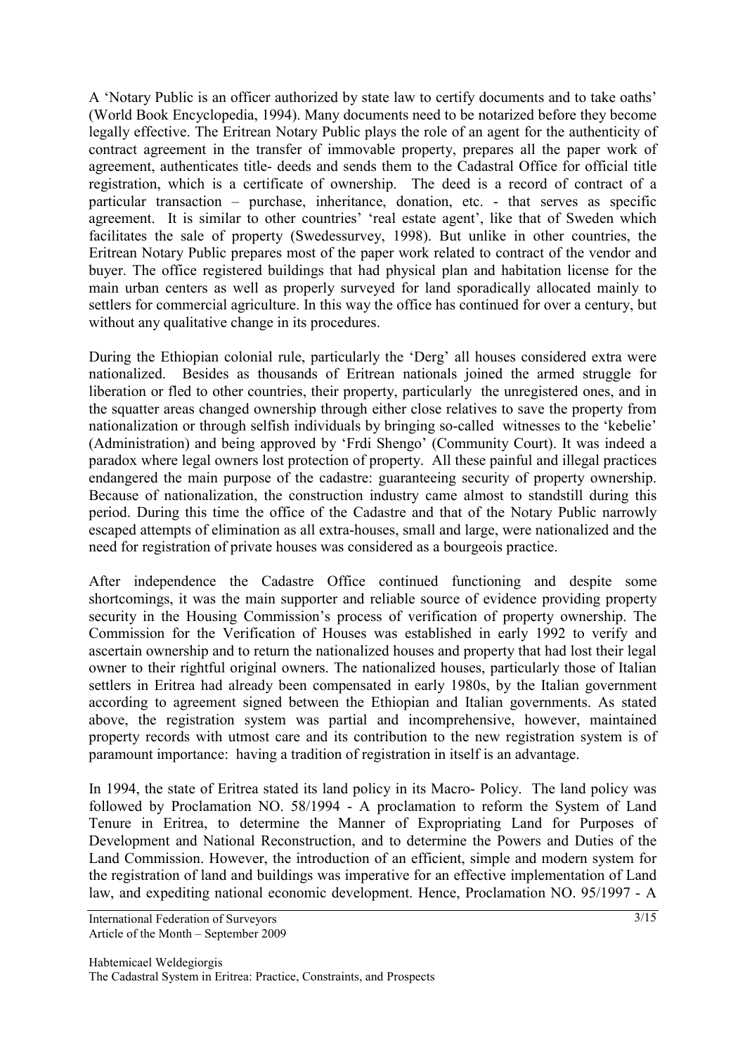A 'Notary Public is an officer authorized by state law to certify documents and to take oaths' (World Book Encyclopedia, 1994). Many documents need to be notarized before they become legally effective. The Eritrean Notary Public plays the role of an agent for the authenticity of contract agreement in the transfer of immovable property, prepares all the paper work of agreement, authenticates title- deeds and sends them to the Cadastral Office for official title registration, which is a certificate of ownership. The deed is a record of contract of a particular transaction – purchase, inheritance, donation, etc. - that serves as specific agreement. It is similar to other countries' 'real estate agent', like that of Sweden which facilitates the sale of property (Swedessurvey, 1998). But unlike in other countries, the Eritrean Notary Public prepares most of the paper work related to contract of the vendor and buyer. The office registered buildings that had physical plan and habitation license for the main urban centers as well as properly surveyed for land sporadically allocated mainly to settlers for commercial agriculture. In this way the office has continued for over a century, but without any qualitative change in its procedures.

During the Ethiopian colonial rule, particularly the 'Derg' all houses considered extra were nationalized. Besides as thousands of Eritrean nationals joined the armed struggle for liberation or fled to other countries, their property, particularly the unregistered ones, and in the squatter areas changed ownership through either close relatives to save the property from nationalization or through selfish individuals by bringing so-called witnesses to the 'kebelie' (Administration) and being approved by 'Frdi Shengo' (Community Court). It was indeed a paradox where legal owners lost protection of property. All these painful and illegal practices endangered the main purpose of the cadastre: guaranteeing security of property ownership. Because of nationalization, the construction industry came almost to standstill during this period. During this time the office of the Cadastre and that of the Notary Public narrowly escaped attempts of elimination as all extra-houses, small and large, were nationalized and the need for registration of private houses was considered as a bourgeois practice.

After independence the Cadastre Office continued functioning and despite some shortcomings, it was the main supporter and reliable source of evidence providing property security in the Housing Commission's process of verification of property ownership. The Commission for the Verification of Houses was established in early 1992 to verify and ascertain ownership and to return the nationalized houses and property that had lost their legal owner to their rightful original owners. The nationalized houses, particularly those of Italian settlers in Eritrea had already been compensated in early 1980s, by the Italian government according to agreement signed between the Ethiopian and Italian governments. As stated above, the registration system was partial and incomprehensive, however, maintained property records with utmost care and its contribution to the new registration system is of paramount importance: having a tradition of registration in itself is an advantage.

In 1994, the state of Eritrea stated its land policy in its Macro- Policy. The land policy was followed by Proclamation NO. 58/1994 - A proclamation to reform the System of Land Tenure in Eritrea, to determine the Manner of Expropriating Land for Purposes of Development and National Reconstruction, and to determine the Powers and Duties of the Land Commission. However, the introduction of an efficient, simple and modern system for the registration of land and buildings was imperative for an effective implementation of Land law, and expediting national economic development. Hence, Proclamation NO. 95/1997 - A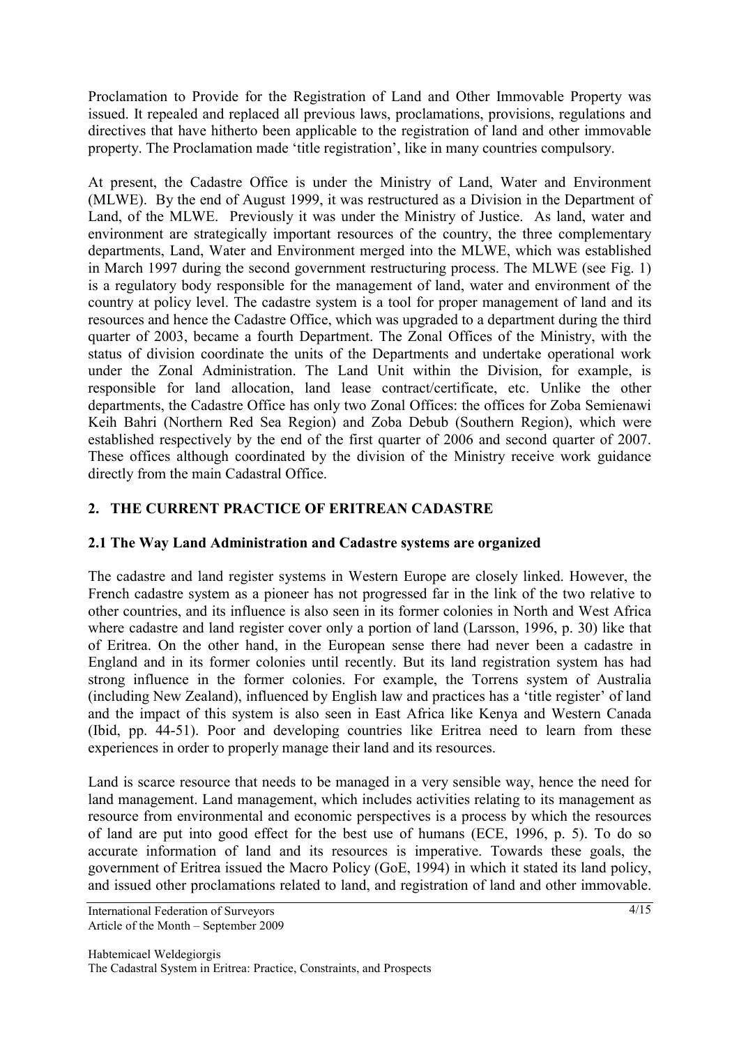Proclamation to Provide for the Registration of Land and Other Immovable Property was issued. It repealed and replaced all previous laws, proclamations, provisions, regulations and directives that have hitherto been applicable to the registration of land and other immovable property. The Proclamation made 'title registration', like in many countries compulsory.

At present, the Cadastre Office is under the Ministry of Land, Water and Environment (MLWE). By the end of August 1999, it was restructured as a Division in the Department of Land, of the MLWE. Previously it was under the Ministry of Justice. As land, water and environment are strategically important resources of the country, the three complementary departments, Land, Water and Environment merged into the MLWE, which was established in March 1997 during the second government restructuring process. The MLWE (see Fig. 1) is a regulatory body responsible for the management of land, water and environment of the country at policy level. The cadastre system is a tool for proper management of land and its resources and hence the Cadastre Office, which was upgraded to a department during the third quarter of 2003, became a fourth Department. The Zonal Offices of the Ministry, with the status of division coordinate the units of the Departments and undertake operational work under the Zonal Administration. The Land Unit within the Division, for example, is responsible for land allocation, land lease contract/certificate, etc. Unlike the other departments, the Cadastre Office has only two Zonal Offices: the offices for Zoba Semienawi Keih Bahri (Northern Red Sea Region) and Zoba Debub (Southern Region), which were established respectively by the end of the first quarter of 2006 and second quarter of 2007. These offices although coordinated by the division of the Ministry receive work guidance directly from the main Cadastral Office.

## 2. THE CURRENT PRACTICE OF ERITREAN CADASTRE

### 2.1 The Way Land Administration and Cadastre systems are organized

The cadastre and land register systems in Western Europe are closely linked. However, the French cadastre system as a pioneer has not progressed far in the link of the two relative to other countries, and its influence is also seen in its former colonies in North and West Africa where cadastre and land register cover only a portion of land (Larsson, 1996, p. 30) like that of Eritrea. On the other hand, in the European sense there had never been a cadastre in England and in its former colonies until recently. But its land registration system has had strong influence in the former colonies. For example, the Torrens system of Australia (including New Zealand), influenced by English law and practices has a 'title register' of land and the impact of this system is also seen in East Africa like Kenya and Western Canada (Ibid, pp. 44-51). Poor and developing countries like Eritrea need to learn from these experiences in order to properly manage their land and its resources.

Land is scarce resource that needs to be managed in a very sensible way, hence the need for land management. Land management, which includes activities relating to its management as resource from environmental and economic perspectives is a process by which the resources of land are put into good effect for the best use of humans (ECE, 1996, p. 5). To do so accurate information of land and its resources is imperative. Towards these goals, the government of Eritrea issued the Macro Policy (GoE, 1994) in which it stated its land policy, and issued other proclamations related to land, and registration of land and other immovable.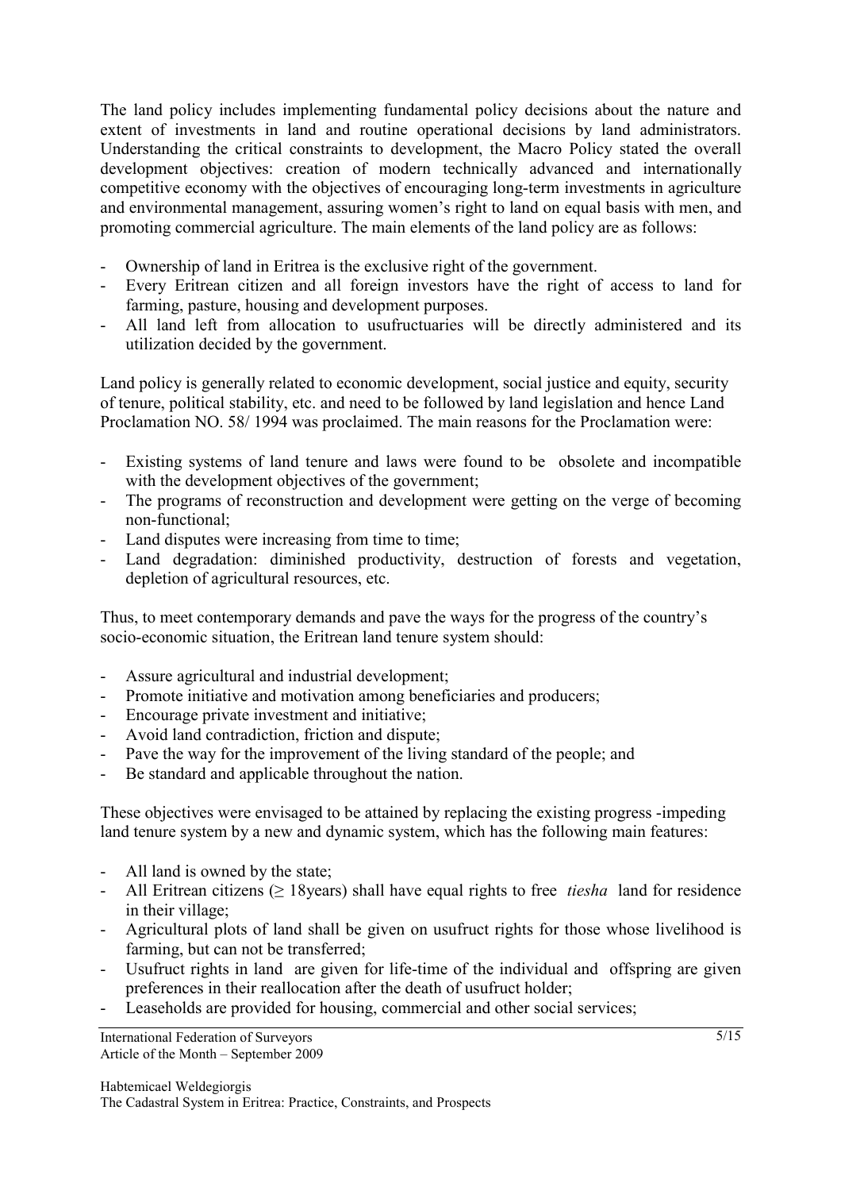The land policy includes implementing fundamental policy decisions about the nature and extent of investments in land and routine operational decisions by land administrators. Understanding the critical constraints to development, the Macro Policy stated the overall development objectives: creation of modern technically advanced and internationally competitive economy with the objectives of encouraging long-term investments in agriculture and environmental management, assuring women's right to land on equal basis with men, and promoting commercial agriculture. The main elements of the land policy are as follows:

- Ownership of land in Eritrea is the exclusive right of the government.
- Every Eritrean citizen and all foreign investors have the right of access to land for farming, pasture, housing and development purposes.
- All land left from allocation to usufructuaries will be directly administered and its utilization decided by the government.

Land policy is generally related to economic development, social justice and equity, security of tenure, political stability, etc. and need to be followed by land legislation and hence Land Proclamation NO. 58/ 1994 was proclaimed. The main reasons for the Proclamation were:

- Existing systems of land tenure and laws were found to be obsolete and incompatible with the development objectives of the government;
- The programs of reconstruction and development were getting on the verge of becoming non-functional;
- Land disputes were increasing from time to time;
- Land degradation: diminished productivity, destruction of forests and vegetation, depletion of agricultural resources, etc.

Thus, to meet contemporary demands and pave the ways for the progress of the country's socio-economic situation, the Eritrean land tenure system should:

- Assure agricultural and industrial development;
- Promote initiative and motivation among beneficiaries and producers;
- Encourage private investment and initiative;
- Avoid land contradiction, friction and dispute;
- Pave the way for the improvement of the living standard of the people; and
- Be standard and applicable throughout the nation.

These objectives were envisaged to be attained by replacing the existing progress -impeding land tenure system by a new and dynamic system, which has the following main features:

- All land is owned by the state;
- All Eritrean citizens ($\geq$ 18years) shall have equal rights to free *tiesha* land for residence in their village;
- Agricultural plots of land shall be given on usufruct rights for those whose livelihood is farming, but can not be transferred;
- Usufruct rights in land are given for life-time of the individual and offspring are given preferences in their reallocation after the death of usufruct holder;
- Leaseholds are provided for housing, commercial and other social services;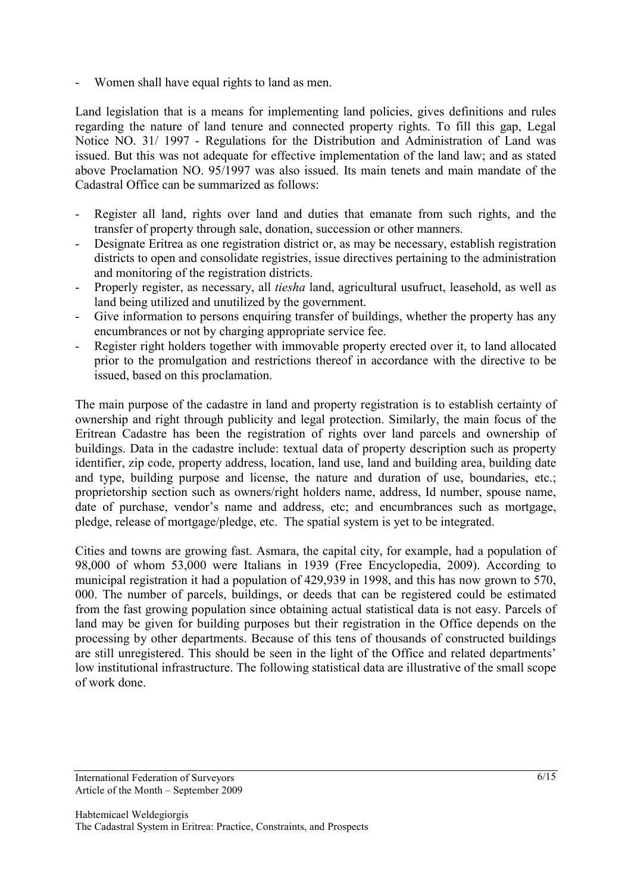- Women shall have equal rights to land as men.

Land legislation that is a means for implementing land policies, gives definitions and rules regarding the nature of land tenure and connected property rights. To fill this gap, Legal Notice NO. 31/ 1997 - Regulations for the Distribution and Administration of Land was issued. But this was not adequate for effective implementation of the land law; and as stated above Proclamation NO. 95/1997 was also issued. Its main tenets and main mandate of the Cadastral Office can be summarized as follows:

- Register all land, rights over land and duties that emanate from such rights, and the transfer of property through sale, donation, succession or other manners.
- Designate Eritrea as one registration district or, as may be necessary, establish registration districts to open and consolidate registries, issue directives pertaining to the administration and monitoring of the registration districts.
- Properly register, as necessary, all *tiesha* land, agricultural usufruct, leasehold, as well as land being utilized and unutilized by the government.
- Give information to persons enquiring transfer of buildings, whether the property has any encumbrances or not by charging appropriate service fee.
- Register right holders together with immovable property erected over it, to land allocated prior to the promulgation and restrictions thereof in accordance with the directive to be issued, based on this proclamation.

The main purpose of the cadastre in land and property registration is to establish certainty of ownership and right through publicity and legal protection. Similarly, the main focus of the Eritrean Cadastre has been the registration of rights over land parcels and ownership of buildings. Data in the cadastre include: textual data of property description such as property identifier, zip code, property address, location, land use, land and building area, building date and type, building purpose and license, the nature and duration of use, boundaries, etc.; proprietorship section such as owners/right holders name, address, Id number, spouse name, date of purchase, vendor's name and address, etc; and encumbrances such as mortgage, pledge, release of mortgage/pledge, etc. The spatial system is yet to be integrated.

Cities and towns are growing fast. Asmara, the capital city, for example, had a population of 98,000 of whom 53,000 were Italians in 1939 (Free Encyclopedia, 2009). According to municipal registration it had a population of 429,939 in 1998, and this has now grown to 570, 000. The number of parcels, buildings, or deeds that can be registered could be estimated from the fast growing population since obtaining actual statistical data is not easy. Parcels of land may be given for building purposes but their registration in the Office depends on the processing by other departments. Because of this tens of thousands of constructed buildings are still unregistered. This should be seen in the light of the Office and related departments' low institutional infrastructure. The following statistical data are illustrative of the small scope of work done.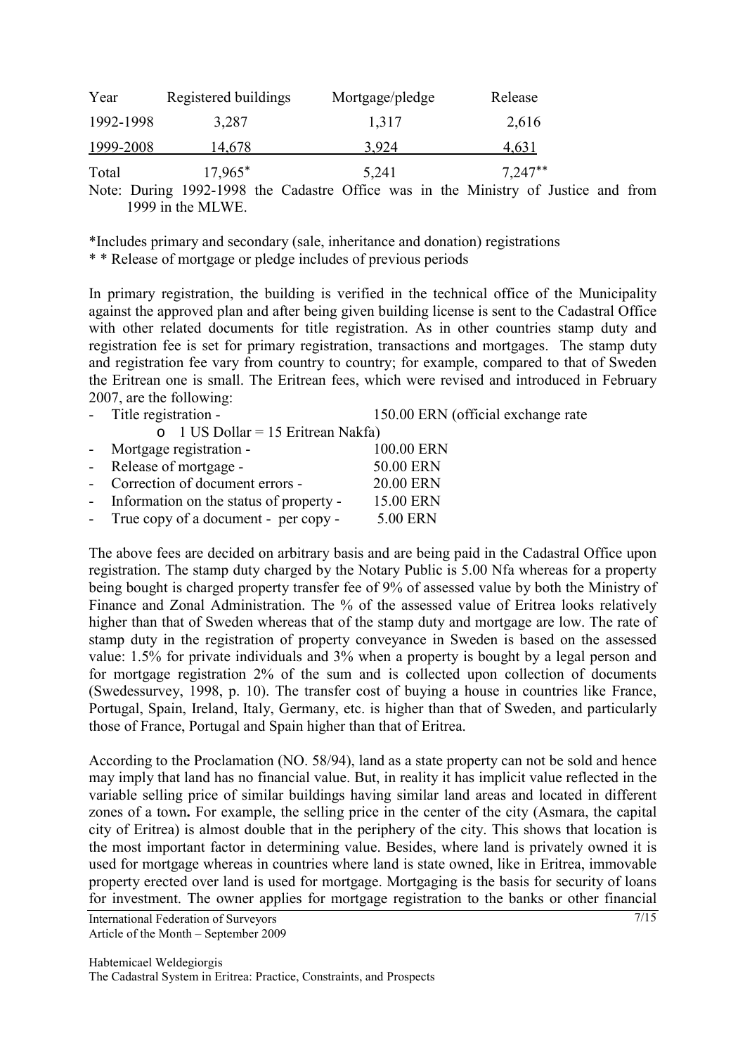| Year | Registered buildings | Mortgage/pledge | Release |
|---|---|---|---|
| 1992-1998 | 3,287 | 1,317 | 2,616 |
| 1999-2008 | 14,678 | 3,924 | 4,631 |
| Total | 17,965* | 5,241 | 7,247** |

Note: During 1992-1998 the Cadastre Office was in the Ministry of Justice and from 1999 in the MLWE.

*Includes primary and secondary (sale, inheritance and donation) registrations

* * Release of mortgage or pledge includes of previous periods

In primary registration, the building is verified in the technical office of the Municipality against the approved plan and after being given building license is sent to the Cadastral Office with other related documents for title registration. As in other countries stamp duty and registration fee is set for primary registration, transactions and mortgages. The stamp duty and registration fee vary from country to country; for example, compared to that of Sweden the Eritrean one is small. The Eritrean fees, which were revised and introduced in February 2007, are the following:

- Title registration - 150.00 ERN (official exchange rate
  - 1 US Dollar = 15 Eritrean Nakfa)
- Mortgage registration - 100.00 ERN
- Release of mortgage - 50.00 ERN
- Correction of document errors - 20.00 ERN
- Information on the status of property - 15.00 ERN
- True copy of a document - per copy - 5.00 ERN

The above fees are decided on arbitrary basis and are being paid in the Cadastral Office upon registration. The stamp duty charged by the Notary Public is 5.00 Nfa whereas for a property being bought is charged property transfer fee of 9% of assessed value by both the Ministry of Finance and Zonal Administration. The % of the assessed value of Eritrea looks relatively higher than that of Sweden whereas that of the stamp duty and mortgage are low. The rate of stamp duty in the registration of property conveyance in Sweden is based on the assessed value: 1.5% for private individuals and 3% when a property is bought by a legal person and for mortgage registration 2% of the sum and is collected upon collection of documents (Swedessurvey, 1998, p. 10). The transfer cost of buying a house in countries like France, Portugal, Spain, Ireland, Italy, Germany, etc. is higher than that of Sweden, and particularly those of France, Portugal and Spain higher than that of Eritrea.

According to the Proclamation (NO. 58/94), land as a state property can not be sold and hence may imply that land has no financial value. But, in reality it has implicit value reflected in the variable selling price of similar buildings having similar land areas and located in different zones of a town**.** For example, the selling price in the center of the city (Asmara, the capital city of Eritrea) is almost double that in the periphery of the city. This shows that location is the most important factor in determining value. Besides, where land is privately owned it is used for mortgage whereas in countries where land is state owned, like in Eritrea, immovable property erected over land is used for mortgage. Mortgaging is the basis for security of loans for investment. The owner applies for mortgage registration to the banks or other financial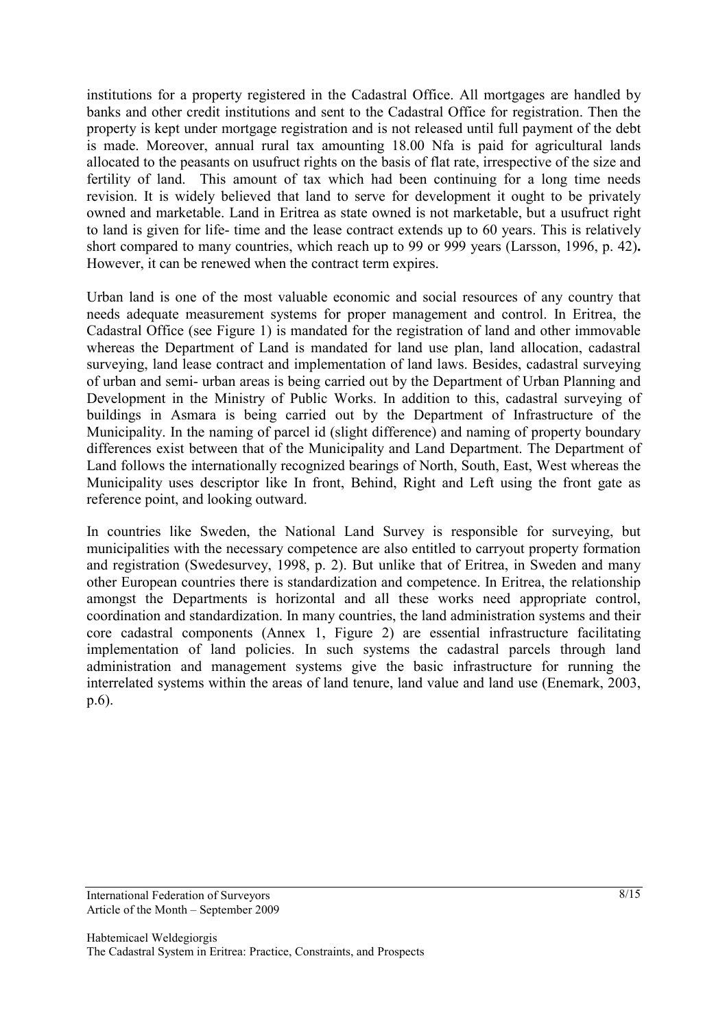institutions for a property registered in the Cadastral Office. All mortgages are handled by banks and other credit institutions and sent to the Cadastral Office for registration. Then the property is kept under mortgage registration and is not released until full payment of the debt is made. Moreover, annual rural tax amounting 18.00 Nfa is paid for agricultural lands allocated to the peasants on usufruct rights on the basis of flat rate, irrespective of the size and fertility of land. This amount of tax which had been continuing for a long time needs revision. It is widely believed that land to serve for development it ought to be privately owned and marketable. Land in Eritrea as state owned is not marketable, but a usufruct right to land is given for life- time and the lease contract extends up to 60 years. This is relatively short compared to many countries, which reach up to 99 or 999 years (Larsson, 1996, p. 42). However, it can be renewed when the contract term expires.

Urban land is one of the most valuable economic and social resources of any country that needs adequate measurement systems for proper management and control. In Eritrea, the Cadastral Office (see Figure 1) is mandated for the registration of land and other immovable whereas the Department of Land is mandated for land use plan, land allocation, cadastral surveying, land lease contract and implementation of land laws. Besides, cadastral surveying of urban and semi- urban areas is being carried out by the Department of Urban Planning and Development in the Ministry of Public Works. In addition to this, cadastral surveying of buildings in Asmara is being carried out by the Department of Infrastructure of the Municipality. In the naming of parcel id (slight difference) and naming of property boundary differences exist between that of the Municipality and Land Department. The Department of Land follows the internationally recognized bearings of North, South, East, West whereas the Municipality uses descriptor like In front, Behind, Right and Left using the front gate as reference point, and looking outward.

In countries like Sweden, the National Land Survey is responsible for surveying, but municipalities with the necessary competence are also entitled to carryout property formation and registration (Swedesurvey, 1998, p. 2). But unlike that of Eritrea, in Sweden and many other European countries there is standardization and competence. In Eritrea, the relationship amongst the Departments is horizontal and all these works need appropriate control, coordination and standardization. In many countries, the land administration systems and their core cadastral components (Annex 1, Figure 2) are essential infrastructure facilitating implementation of land policies. In such systems the cadastral parcels through land administration and management systems give the basic infrastructure for running the interrelated systems within the areas of land tenure, land value and land use (Enemark, 2003, p.6).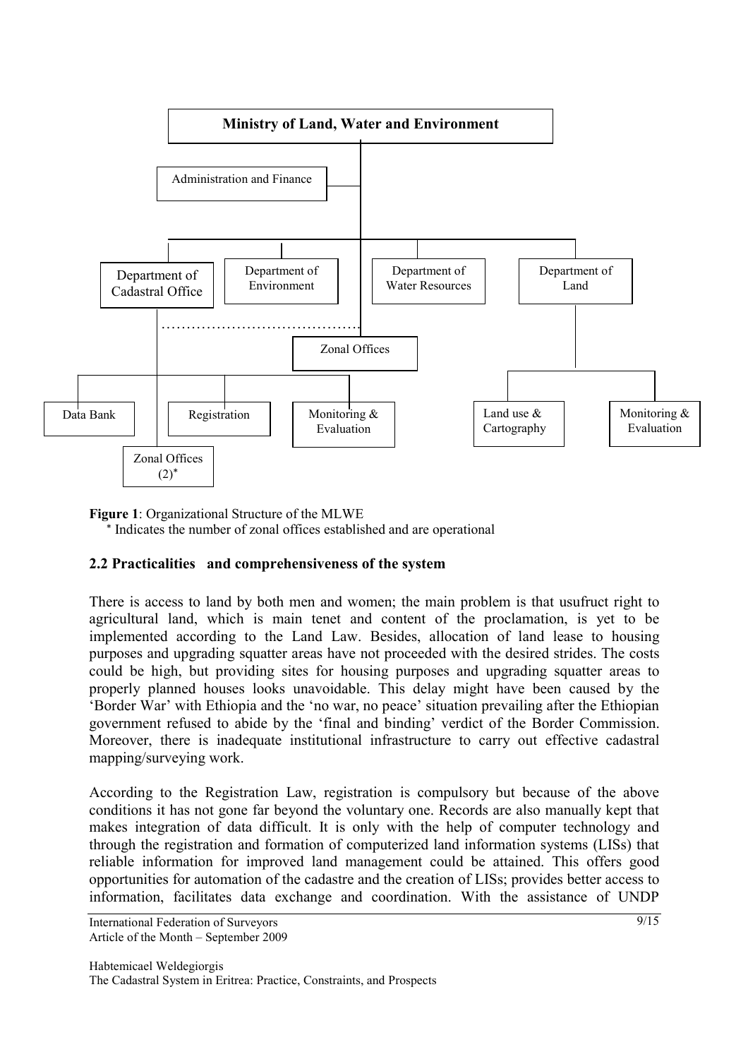Ministry of Land, Water and Environment

Administration and Finance

Department of Cadastral Office | Department of Environment | Department of Water Resources | Department of Land

Zonal Offices

Data Bank | Registration | Monitoring & Evaluation | Land use & Cartography | Monitoring & Evaluation

Zonal Offices (2)*

**Figure 1**: Organizational Structure of the MLWE

\* Indicates the number of zonal offices established and are operational

## 2.2 Practicalities and comprehensiveness of the system

There is access to land by both men and women; the main problem is that usufruct right to agricultural land, which is main tenet and content of the proclamation, is yet to be implemented according to the Land Law. Besides, allocation of land lease to housing purposes and upgrading squatter areas have not proceeded with the desired strides. The costs could be high, but providing sites for housing purposes and upgrading squatter areas to properly planned houses looks unavoidable. This delay might have been caused by the 'Border War' with Ethiopia and the 'no war, no peace' situation prevailing after the Ethiopian government refused to abide by the 'final and binding' verdict of the Border Commission. Moreover, there is inadequate institutional infrastructure to carry out effective cadastral mapping/surveying work.

According to the Registration Law, registration is compulsory but because of the above conditions it has not gone far beyond the voluntary one. Records are also manually kept that makes integration of data difficult. It is only with the help of computer technology and through the registration and formation of computerized land information systems (LISs) that reliable information for improved land management could be attained. This offers good opportunities for automation of the cadastre and the creation of LISs; provides better access to information, facilitates data exchange and coordination. With the assistance of UNDP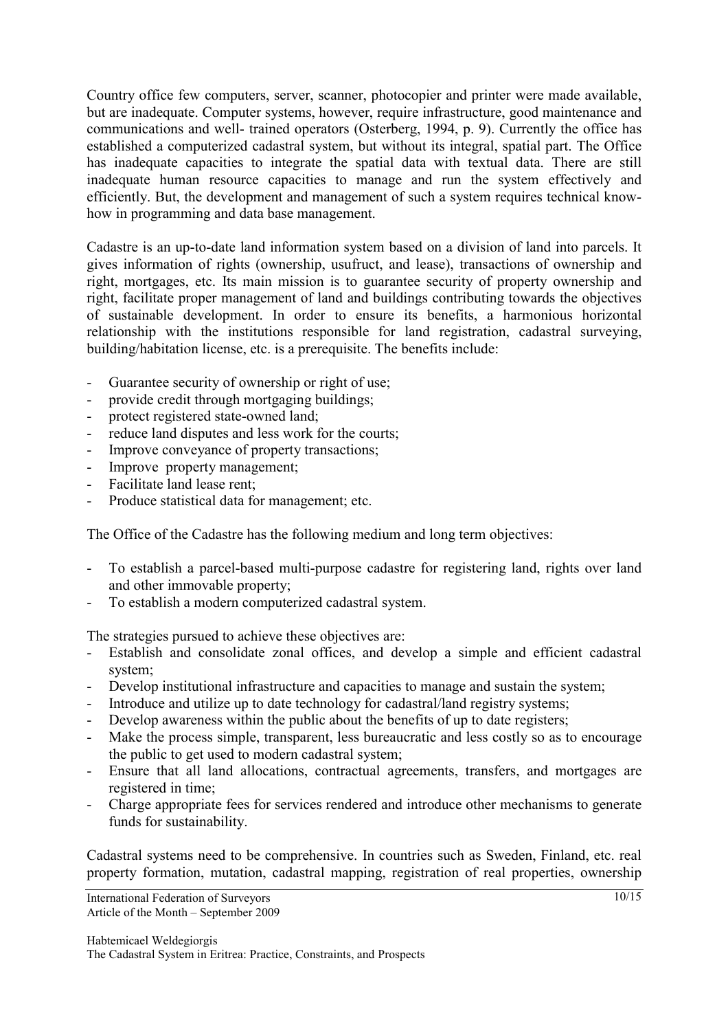Country office few computers, server, scanner, photocopier and printer were made available, but are inadequate. Computer systems, however, require infrastructure, good maintenance and communications and well- trained operators (Osterberg, 1994, p. 9). Currently the office has established a computerized cadastral system, but without its integral, spatial part. The Office has inadequate capacities to integrate the spatial data with textual data. There are still inadequate human resource capacities to manage and run the system effectively and efficiently. But, the development and management of such a system requires technical know-how in programming and data base management.

Cadastre is an up-to-date land information system based on a division of land into parcels. It gives information of rights (ownership, usufruct, and lease), transactions of ownership and right, mortgages, etc. Its main mission is to guarantee security of property ownership and right, facilitate proper management of land and buildings contributing towards the objectives of sustainable development. In order to ensure its benefits, a harmonious horizontal relationship with the institutions responsible for land registration, cadastral surveying, building/habitation license, etc. is a prerequisite. The benefits include:

- Guarantee security of ownership or right of use;
- provide credit through mortgaging buildings;
- protect registered state-owned land;
- reduce land disputes and less work for the courts;
- Improve conveyance of property transactions;
- Improve property management;
- Facilitate land lease rent;
- Produce statistical data for management; etc.

The Office of the Cadastre has the following medium and long term objectives:

- To establish a parcel-based multi-purpose cadastre for registering land, rights over land and other immovable property;
- To establish a modern computerized cadastral system.

The strategies pursued to achieve these objectives are:

- Establish and consolidate zonal offices, and develop a simple and efficient cadastral system;
- Develop institutional infrastructure and capacities to manage and sustain the system;
- Introduce and utilize up to date technology for cadastral/land registry systems;
- Develop awareness within the public about the benefits of up to date registers;
- Make the process simple, transparent, less bureaucratic and less costly so as to encourage the public to get used to modern cadastral system;
- Ensure that all land allocations, contractual agreements, transfers, and mortgages are registered in time;
- Charge appropriate fees for services rendered and introduce other mechanisms to generate funds for sustainability.

Cadastral systems need to be comprehensive. In countries such as Sweden, Finland, etc. real property formation, mutation, cadastral mapping, registration of real properties, ownership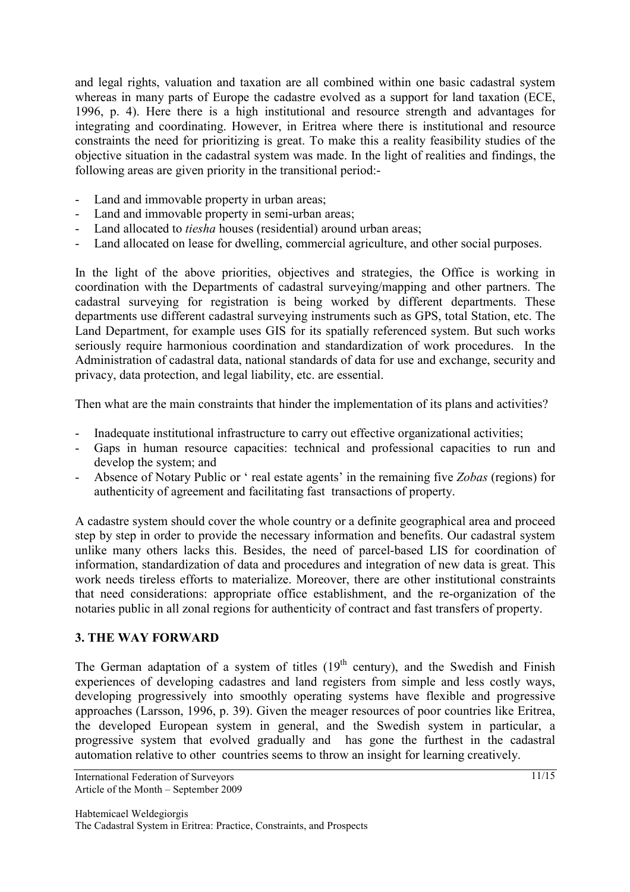and legal rights, valuation and taxation are all combined within one basic cadastral system whereas in many parts of Europe the cadastre evolved as a support for land taxation (ECE, 1996, p. 4). Here there is a high institutional and resource strength and advantages for integrating and coordinating. However, in Eritrea where there is institutional and resource constraints the need for prioritizing is great. To make this a reality feasibility studies of the objective situation in the cadastral system was made. In the light of realities and findings, the following areas are given priority in the transitional period:-

- Land and immovable property in urban areas;
- Land and immovable property in semi-urban areas;
- Land allocated to *tiesha* houses (residential) around urban areas;
- Land allocated on lease for dwelling, commercial agriculture, and other social purposes.

In the light of the above priorities, objectives and strategies, the Office is working in coordination with the Departments of cadastral surveying/mapping and other partners. The cadastral surveying for registration is being worked by different departments. These departments use different cadastral surveying instruments such as GPS, total Station, etc. The Land Department, for example uses GIS for its spatially referenced system. But such works seriously require harmonious coordination and standardization of work procedures. In the Administration of cadastral data, national standards of data for use and exchange, security and privacy, data protection, and legal liability, etc. are essential.

Then what are the main constraints that hinder the implementation of its plans and activities?

- Inadequate institutional infrastructure to carry out effective organizational activities;
- Gaps in human resource capacities: technical and professional capacities to run and develop the system; and
- Absence of Notary Public or ' real estate agents' in the remaining five *Zobas* (regions) for authenticity of agreement and facilitating fast transactions of property.

A cadastre system should cover the whole country or a definite geographical area and proceed step by step in order to provide the necessary information and benefits. Our cadastral system unlike many others lacks this. Besides, the need of parcel-based LIS for coordination of information, standardization of data and procedures and integration of new data is great. This work needs tireless efforts to materialize. Moreover, there are other institutional constraints that need considerations: appropriate office establishment, and the re-organization of the notaries public in all zonal regions for authenticity of contract and fast transfers of property.

## 3. THE WAY FORWARD

The German adaptation of a system of titles (19th century), and the Swedish and Finish experiences of developing cadastres and land registers from simple and less costly ways, developing progressively into smoothly operating systems have flexible and progressive approaches (Larsson, 1996, p. 39). Given the meager resources of poor countries like Eritrea, the developed European system in general, and the Swedish system in particular, a progressive system that evolved gradually and has gone the furthest in the cadastral automation relative to other countries seems to throw an insight for learning creatively.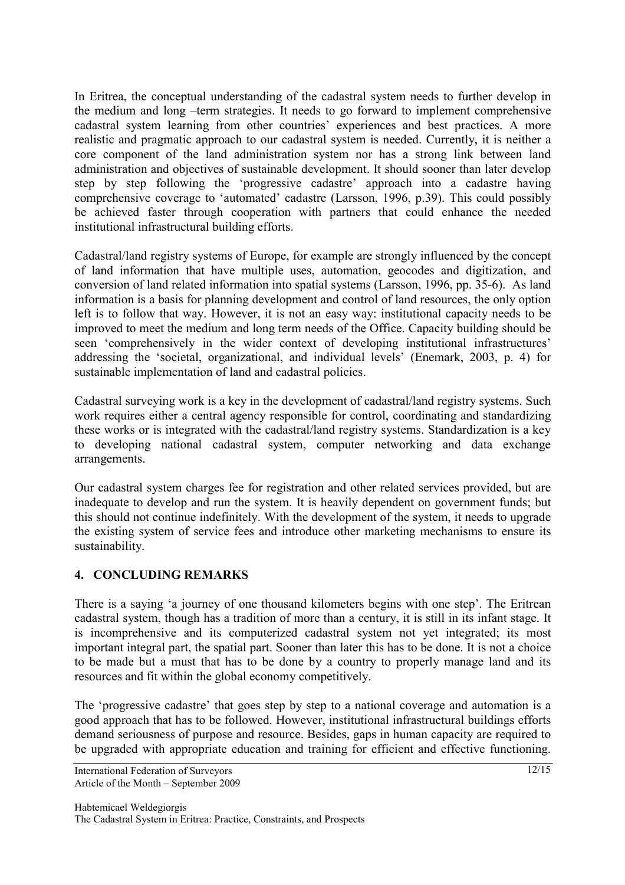In Eritrea, the conceptual understanding of the cadastral system needs to further develop in the medium and long –term strategies. It needs to go forward to implement comprehensive cadastral system learning from other countries' experiences and best practices. A more realistic and pragmatic approach to our cadastral system is needed. Currently, it is neither a core component of the land administration system nor has a strong link between land administration and objectives of sustainable development. It should sooner than later develop step by step following the 'progressive cadastre' approach into a cadastre having comprehensive coverage to 'automated' cadastre (Larsson, 1996, p.39). This could possibly be achieved faster through cooperation with partners that could enhance the needed institutional infrastructural building efforts.

Cadastral/land registry systems of Europe, for example are strongly influenced by the concept of land information that have multiple uses, automation, geocodes and digitization, and conversion of land related information into spatial systems (Larsson, 1996, pp. 35-6). As land information is a basis for planning development and control of land resources, the only option left is to follow that way. However, it is not an easy way: institutional capacity needs to be improved to meet the medium and long term needs of the Office. Capacity building should be seen 'comprehensively in the wider context of developing institutional infrastructures' addressing the 'societal, organizational, and individual levels' (Enemark, 2003, p. 4) for sustainable implementation of land and cadastral policies.

Cadastral surveying work is a key in the development of cadastral/land registry systems. Such work requires either a central agency responsible for control, coordinating and standardizing these works or is integrated with the cadastral/land registry systems. Standardization is a key to developing national cadastral system, computer networking and data exchange arrangements.

Our cadastral system charges fee for registration and other related services provided, but are inadequate to develop and run the system. It is heavily dependent on government funds; but this should not continue indefinitely. With the development of the system, it needs to upgrade the existing system of service fees and introduce other marketing mechanisms to ensure its sustainability.

## 4. CONCLUDING REMARKS

There is a saying 'a journey of one thousand kilometers begins with one step'. The Eritrean cadastral system, though has a tradition of more than a century, it is still in its infant stage. It is incomprehensive and its computerized cadastral system not yet integrated; its most important integral part, the spatial part. Sooner than later this has to be done. It is not a choice to be made but a must that has to be done by a country to properly manage land and its resources and fit within the global economy competitively.

The 'progressive cadastre' that goes step by step to a national coverage and automation is a good approach that has to be followed. However, institutional infrastructural buildings efforts demand seriousness of purpose and resource. Besides, gaps in human capacity are required to be upgraded with appropriate education and training for efficient and effective functioning.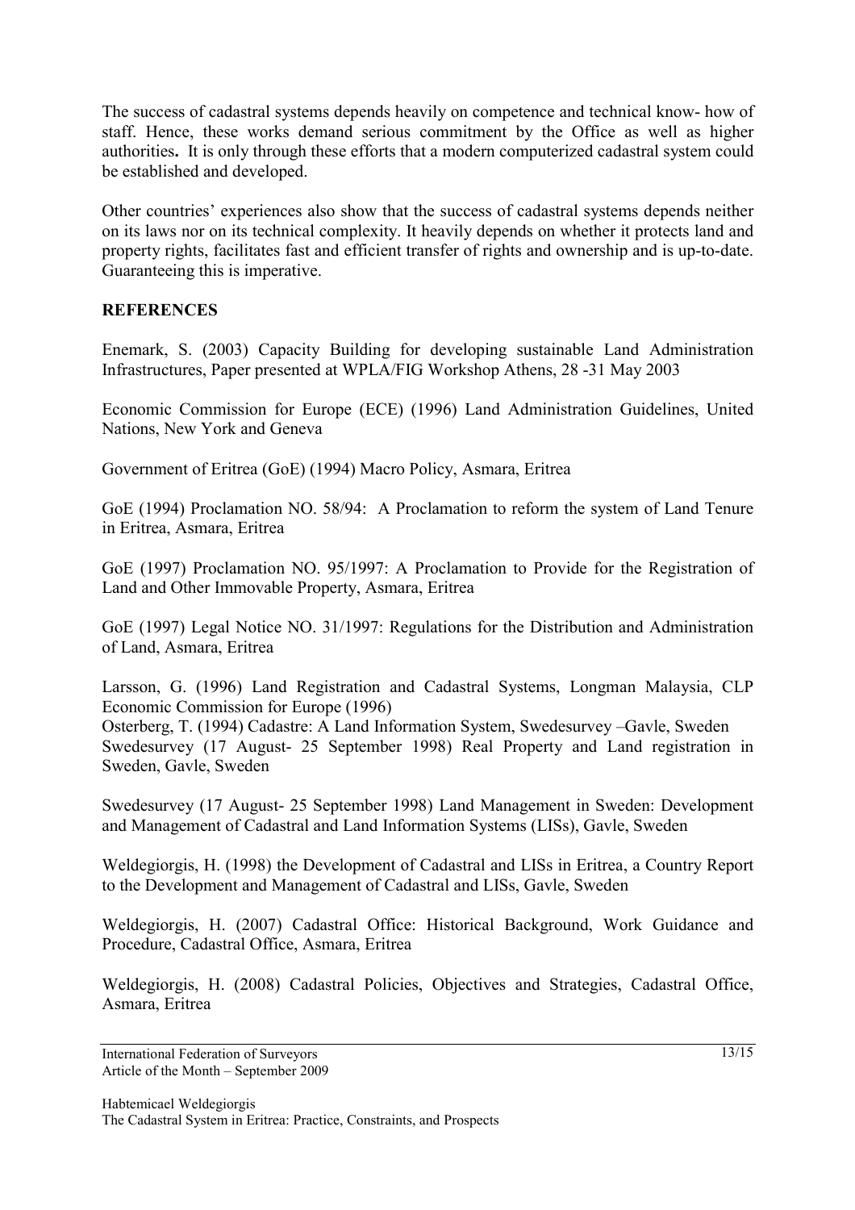The success of cadastral systems depends heavily on competence and technical know- how of staff. Hence, these works demand serious commitment by the Office as well as higher authorities**.** It is only through these efforts that a modern computerized cadastral system could be established and developed.

Other countries' experiences also show that the success of cadastral systems depends neither on its laws nor on its technical complexity. It heavily depends on whether it protects land and property rights, facilitates fast and efficient transfer of rights and ownership and is up-to-date. Guaranteeing this is imperative.

**REFERENCES**

Enemark, S. (2003) Capacity Building for developing sustainable Land Administration Infrastructures, Paper presented at WPLA/FIG Workshop Athens, 28 -31 May 2003

Economic Commission for Europe (ECE) (1996) Land Administration Guidelines, United Nations, New York and Geneva

Government of Eritrea (GoE) (1994) Macro Policy, Asmara, Eritrea

GoE (1994) Proclamation NO. 58/94: A Proclamation to reform the system of Land Tenure in Eritrea, Asmara, Eritrea

GoE (1997) Proclamation NO. 95/1997: A Proclamation to Provide for the Registration of Land and Other Immovable Property, Asmara, Eritrea

GoE (1997) Legal Notice NO. 31/1997: Regulations for the Distribution and Administration of Land, Asmara, Eritrea

Larsson, G. (1996) Land Registration and Cadastral Systems, Longman Malaysia, CLP Economic Commission for Europe (1996)
Osterberg, T. (1994) Cadastre: A Land Information System, Swedesurvey –Gavle, Sweden
Swedesurvey (17 August- 25 September 1998) Real Property and Land registration in Sweden, Gavle, Sweden

Swedesurvey (17 August- 25 September 1998) Land Management in Sweden: Development and Management of Cadastral and Land Information Systems (LISs), Gavle, Sweden

Weldegiorgis, H. (1998) the Development of Cadastral and LISs in Eritrea, a Country Report to the Development and Management of Cadastral and LISs, Gavle, Sweden

Weldegiorgis, H. (2007) Cadastral Office: Historical Background, Work Guidance and Procedure, Cadastral Office, Asmara, Eritrea

Weldegiorgis, H. (2008) Cadastral Policies, Objectives and Strategies, Cadastral Office, Asmara, Eritrea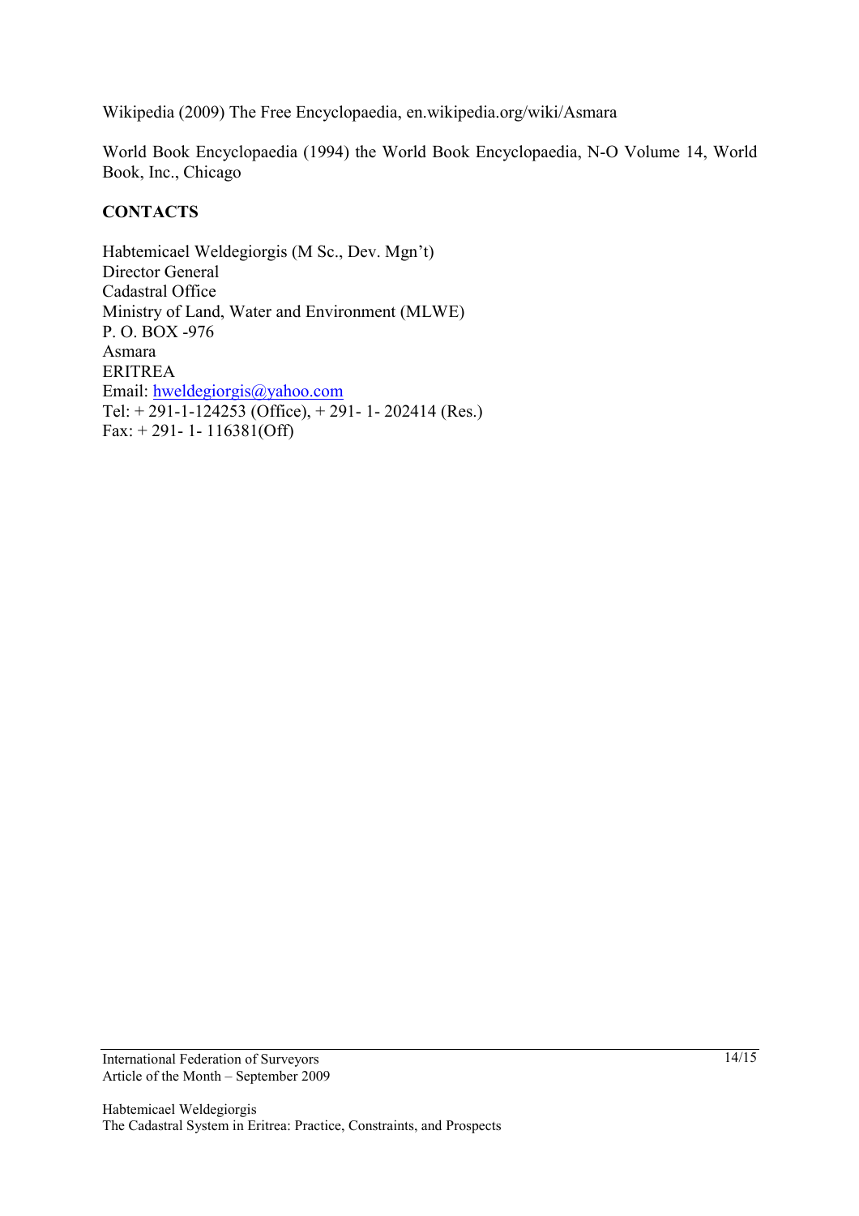Wikipedia (2009) The Free Encyclopaedia, en.wikipedia.org/wiki/Asmara

World Book Encyclopaedia (1994) the World Book Encyclopaedia, N-O Volume 14, World Book, Inc., Chicago

## CONTACTS

Habtemicael Weldegiorgis (M Sc., Dev. Mgn't)
Director General
Cadastral Office
Ministry of Land, Water and Environment (MLWE)
P. O. BOX -976
Asmara
ERITREA
Email: hweldegiorgis@yahoo.com
Tel: + 291-1-124253 (Office), + 291- 1- 202414 (Res.)
Fax: + 291- 1- 116381(Off)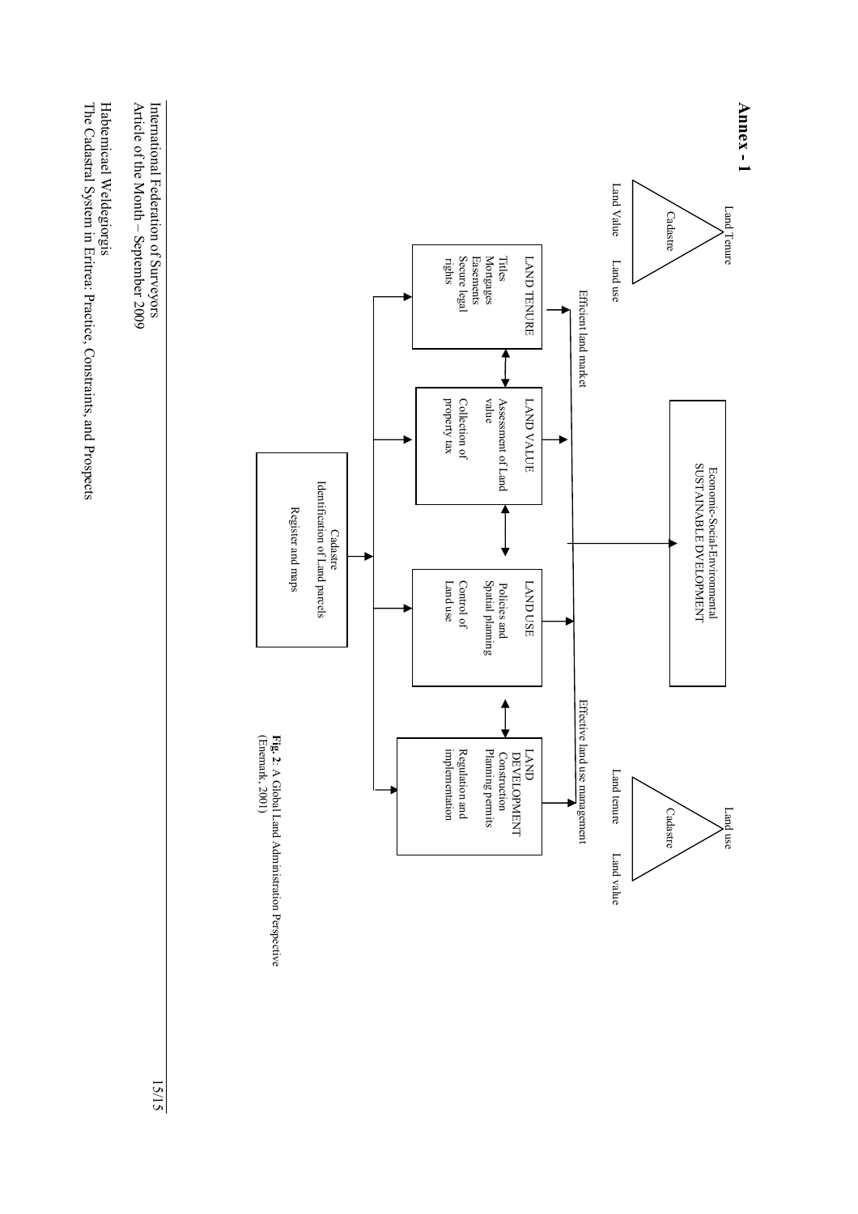# Annex - 1

Land Tenure

Cadastre

Land Value     Land use

Economic-Social-Environmental
SUSTAINABLE DVELOPMENT

Efficient land market

Effective land use management

LAND TENURE
Titles
Mortgages
Easements
Secure legal rights

LAND VALUE
Assessment of Land value
Collection of property tax

LAND USE
Policies and Spatial planning
Control of Land use

LAND DEVELOPMENT
Construction
Planning permits
Regulation and implementation

Cadastre
Identification of Land parcels
Register and maps

Land use

Cadastre

Land tenure     Land value

**Fig. 2**: A Global Land Administration Perspective (Enemark, 2001)